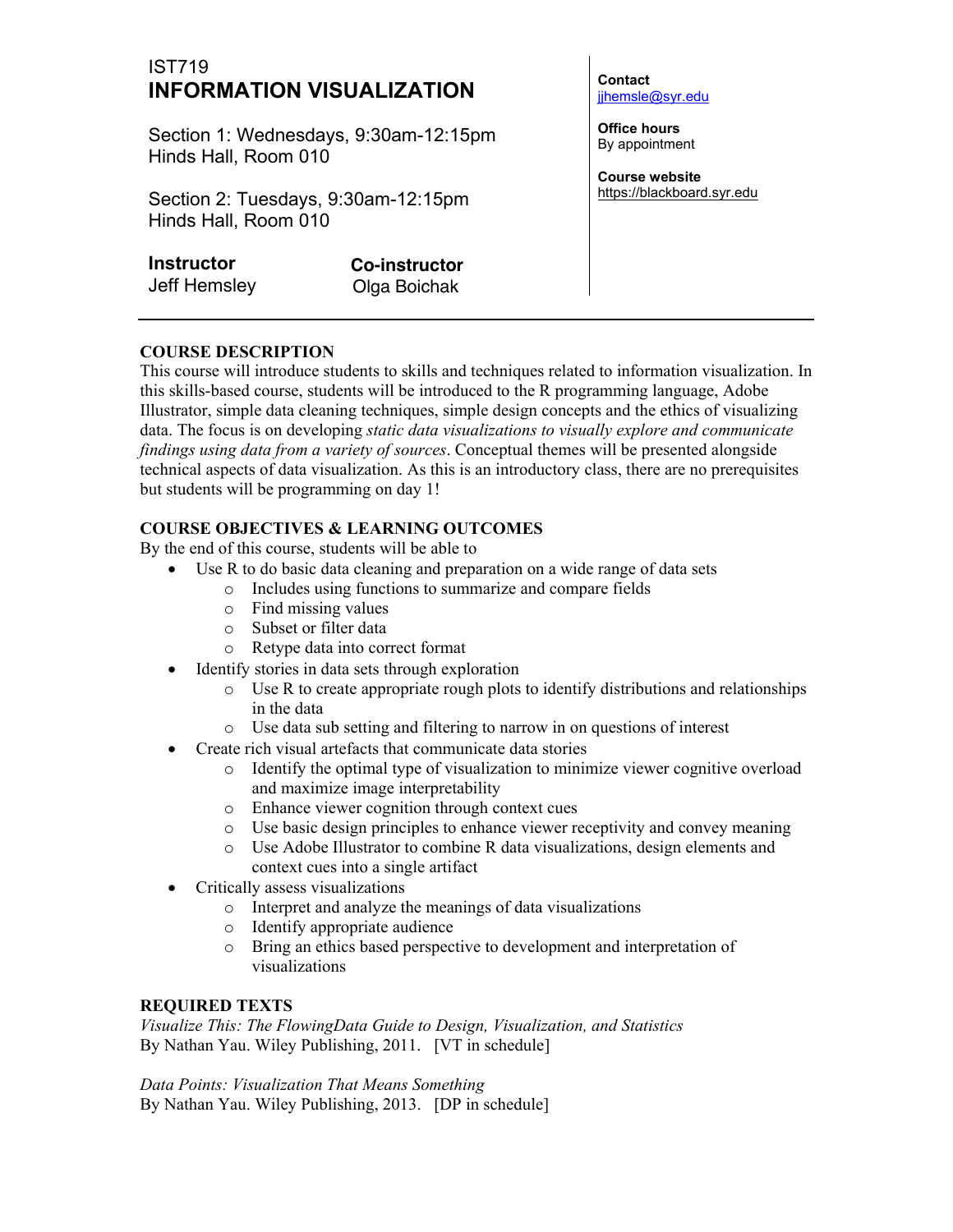IST719

# INFORMATION VISUALIZATION

Section 1: Wednesdays, 9:30am-12:15pm
Hinds Hall, Room 010

Section 2: Tuesdays, 9:30am-12:15pm
Hinds Hall, Room 010

**Instructor**
Jeff Hemsley

**Co-instructor**
Olga Boichak

**Contact**
jjhemsle@syr.edu

**Office hours**
By appointment

**Course website**
https://blackboard.syr.edu

## COURSE DESCRIPTION

This course will introduce students to skills and techniques related to information visualization. In this skills-based course, students will be introduced to the R programming language, Adobe Illustrator, simple data cleaning techniques, simple design concepts and the ethics of visualizing data. The focus is on developing *static data visualizations to visually explore and communicate findings using data from a variety of sources*. Conceptual themes will be presented alongside technical aspects of data visualization. As this is an introductory class, there are no prerequisites but students will be programming on day 1!

## COURSE OBJECTIVES & LEARNING OUTCOMES

By the end of this course, students will be able to

- Use R to do basic data cleaning and preparation on a wide range of data sets
  - Includes using functions to summarize and compare fields
  - Find missing values
  - Subset or filter data
  - Retype data into correct format
- Identify stories in data sets through exploration
  - Use R to create appropriate rough plots to identify distributions and relationships in the data
  - Use data sub setting and filtering to narrow in on questions of interest
- Create rich visual artefacts that communicate data stories
  - Identify the optimal type of visualization to minimize viewer cognitive overload and maximize image interpretability
  - Enhance viewer cognition through context cues
  - Use basic design principles to enhance viewer receptivity and convey meaning
  - Use Adobe Illustrator to combine R data visualizations, design elements and context cues into a single artifact
- Critically assess visualizations
  - Interpret and analyze the meanings of data visualizations
  - Identify appropriate audience
  - Bring an ethics based perspective to development and interpretation of visualizations

## REQUIRED TEXTS

*Visualize This: The FlowingData Guide to Design, Visualization, and Statistics*
By Nathan Yau. Wiley Publishing, 2011. [VT in schedule]

*Data Points: Visualization That Means Something*
By Nathan Yau. Wiley Publishing, 2013. [DP in schedule]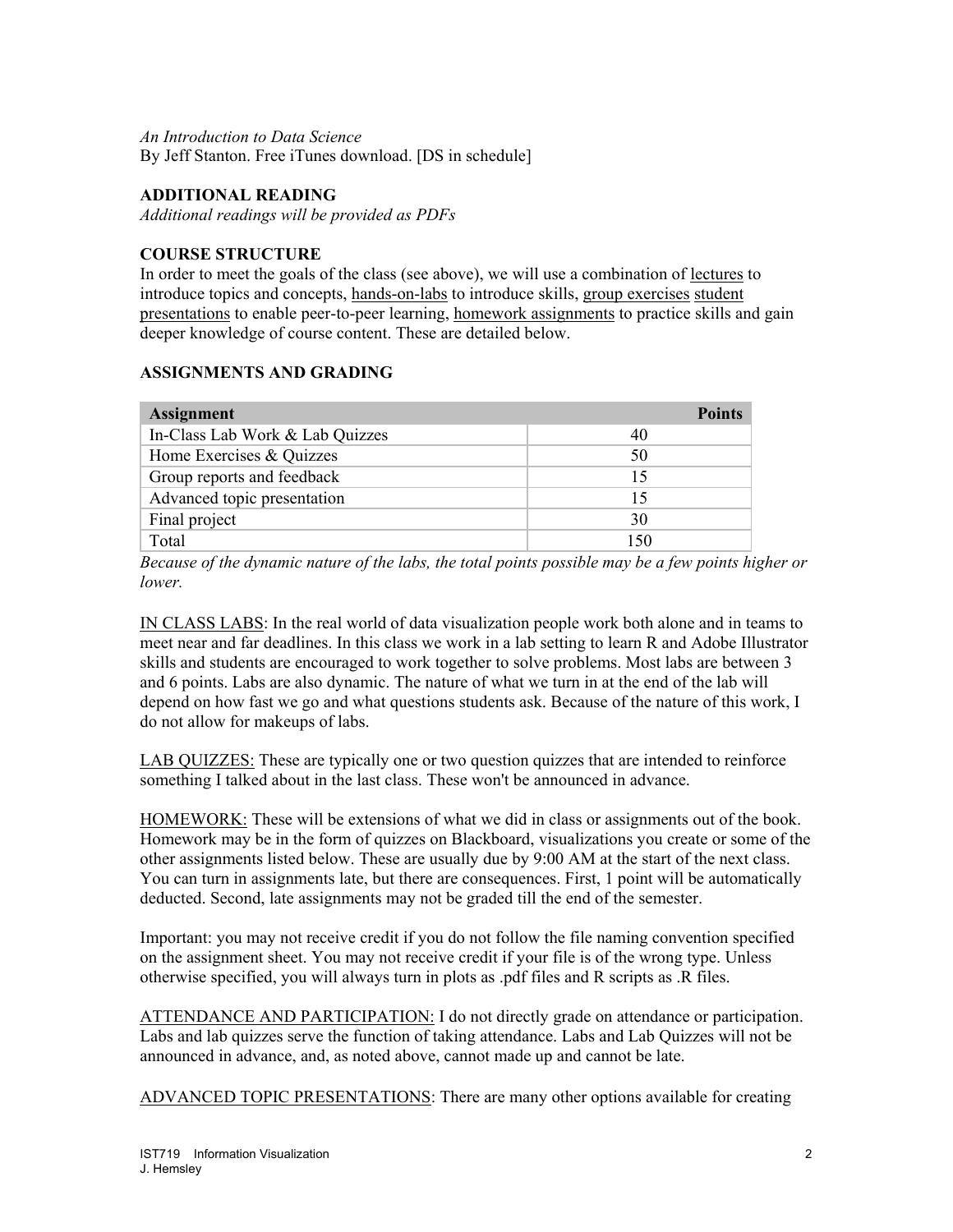*An Introduction to Data Science*
By Jeff Stanton. Free iTunes download. [DS in schedule]

**ADDITIONAL READING**
*Additional readings will be provided as PDFs*

**COURSE STRUCTURE**
In order to meet the goals of the class (see above), we will use a combination of lectures to introduce topics and concepts, hands-on-labs to introduce skills, group exercises student presentations to enable peer-to-peer learning, homework assignments to practice skills and gain deeper knowledge of course content. These are detailed below.

**ASSIGNMENTS AND GRADING**

| Assignment | Points |
|---|---|
| In-Class Lab Work & Lab Quizzes | 40 |
| Home Exercises & Quizzes | 50 |
| Group reports and feedback | 15 |
| Advanced topic presentation | 15 |
| Final project | 30 |
| Total | 150 |

*Because of the dynamic nature of the labs, the total points possible may be a few points higher or lower.*

IN CLASS LABS: In the real world of data visualization people work both alone and in teams to meet near and far deadlines. In this class we work in a lab setting to learn R and Adobe Illustrator skills and students are encouraged to work together to solve problems. Most labs are between 3 and 6 points. Labs are also dynamic. The nature of what we turn in at the end of the lab will depend on how fast we go and what questions students ask. Because of the nature of this work, I do not allow for makeups of labs.

LAB QUIZZES: These are typically one or two question quizzes that are intended to reinforce something I talked about in the last class. These won't be announced in advance.

HOMEWORK: These will be extensions of what we did in class or assignments out of the book. Homework may be in the form of quizzes on Blackboard, visualizations you create or some of the other assignments listed below. These are usually due by 9:00 AM at the start of the next class. You can turn in assignments late, but there are consequences. First, 1 point will be automatically deducted. Second, late assignments may not be graded till the end of the semester.

Important: you may not receive credit if you do not follow the file naming convention specified on the assignment sheet. You may not receive credit if your file is of the wrong type. Unless otherwise specified, you will always turn in plots as .pdf files and R scripts as .R files.

ATTENDANCE AND PARTICIPATION: I do not directly grade on attendance or participation. Labs and lab quizzes serve the function of taking attendance. Labs and Lab Quizzes will not be announced in advance, and, as noted above, cannot made up and cannot be late.

ADVANCED TOPIC PRESENTATIONS: There are many other options available for creating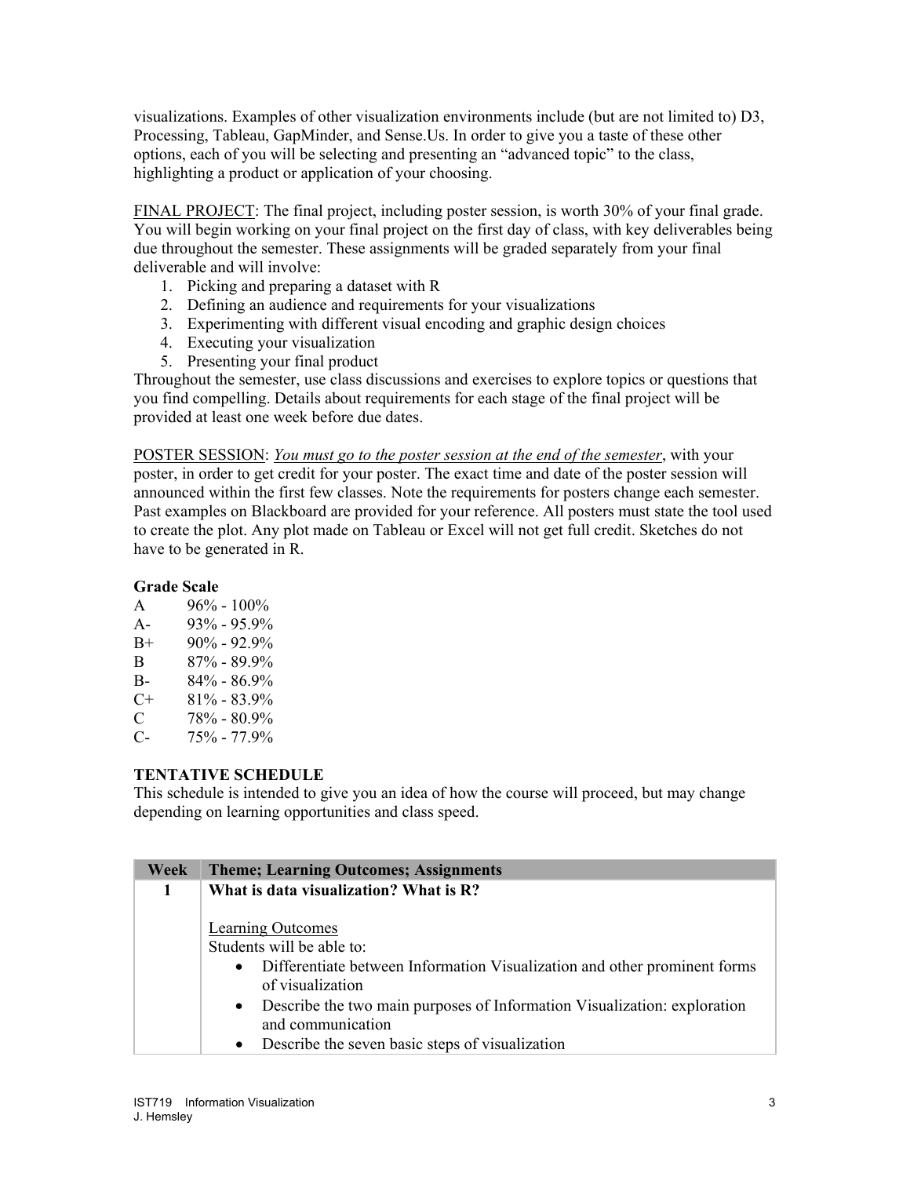visualizations. Examples of other visualization environments include (but are not limited to) D3, Processing, Tableau, GapMinder, and Sense.Us. In order to give you a taste of these other options, each of you will be selecting and presenting an "advanced topic" to the class, highlighting a product or application of your choosing.

<u>FINAL PROJECT</u>: The final project, including poster session, is worth 30% of your final grade. You will begin working on your final project on the first day of class, with key deliverables being due throughout the semester. These assignments will be graded separately from your final deliverable and will involve:

1. Picking and preparing a dataset with R
2. Defining an audience and requirements for your visualizations
3. Experimenting with different visual encoding and graphic design choices
4. Executing your visualization
5. Presenting your final product

Throughout the semester, use class discussions and exercises to explore topics or questions that you find compelling. Details about requirements for each stage of the final project will be provided at least one week before due dates.

<u>POSTER SESSION</u>: <u>*You must go to the poster session at the end of the semester*</u>, with your poster, in order to get credit for your poster. The exact time and date of the poster session will announced within the first few classes. Note the requirements for posters change each semester. Past examples on Blackboard are provided for your reference. All posters must state the tool used to create the plot. Any plot made on Tableau or Excel will not get full credit. Sketches do not have to be generated in R.

**Grade Scale**

| | |
|---|---|
| A | 96% - 100% |
| A- | 93% - 95.9% |
| B+ | 90% - 92.9% |
| B | 87% - 89.9% |
| B- | 84% - 86.9% |
| C+ | 81% - 83.9% |
| C | 78% - 80.9% |
| C- | 75% - 77.9% |

**TENTATIVE SCHEDULE**

This schedule is intended to give you an idea of how the course will proceed, but may change depending on learning opportunities and class speed.

| Week | Theme; Learning Outcomes; Assignments |
|---|---|
| **1** | **What is data visualization? What is R?**<br><br><u>Learning Outcomes</u><br>Students will be able to:<br>• Differentiate between Information Visualization and other prominent forms of visualization<br>• Describe the two main purposes of Information Visualization: exploration and communication<br>• Describe the seven basic steps of visualization |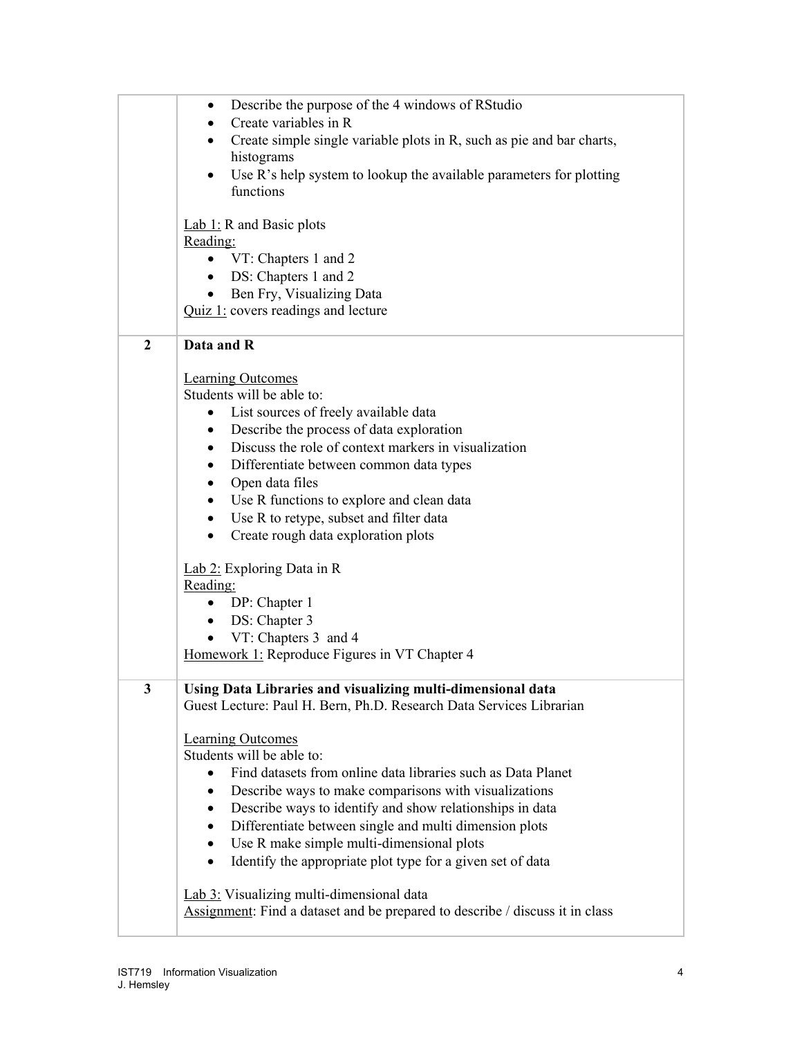| | |
|---|---|
| | • Describe the purpose of the 4 windows of RStudio<br>• Create variables in R<br>• Create simple single variable plots in R, such as pie and bar charts, histograms<br>• Use R's help system to lookup the available parameters for plotting functions<br><br>Lab 1: R and Basic plots<br>Reading:<br>• VT: Chapters 1 and 2<br>• DS: Chapters 1 and 2<br>• Ben Fry, Visualizing Data<br>Quiz 1: covers readings and lecture |
| **2** | **Data and R**<br><br>Learning Outcomes<br>Students will be able to:<br>• List sources of freely available data<br>• Describe the process of data exploration<br>• Discuss the role of context markers in visualization<br>• Differentiate between common data types<br>• Open data files<br>• Use R functions to explore and clean data<br>• Use R to retype, subset and filter data<br>• Create rough data exploration plots<br><br>Lab 2: Exploring Data in R<br>Reading:<br>• DP: Chapter 1<br>• DS: Chapter 3<br>• VT: Chapters 3 and 4<br>Homework 1: Reproduce Figures in VT Chapter 4 |
| **3** | **Using Data Libraries and visualizing multi-dimensional data**<br>Guest Lecture: Paul H. Bern, Ph.D. Research Data Services Librarian<br><br>Learning Outcomes<br>Students will be able to:<br>• Find datasets from online data libraries such as Data Planet<br>• Describe ways to make comparisons with visualizations<br>• Describe ways to identify and show relationships in data<br>• Differentiate between single and multi dimension plots<br>• Use R make simple multi-dimensional plots<br>• Identify the appropriate plot type for a given set of data<br><br>Lab 3: Visualizing multi-dimensional data<br>Assignment: Find a dataset and be prepared to describe / discuss it in class |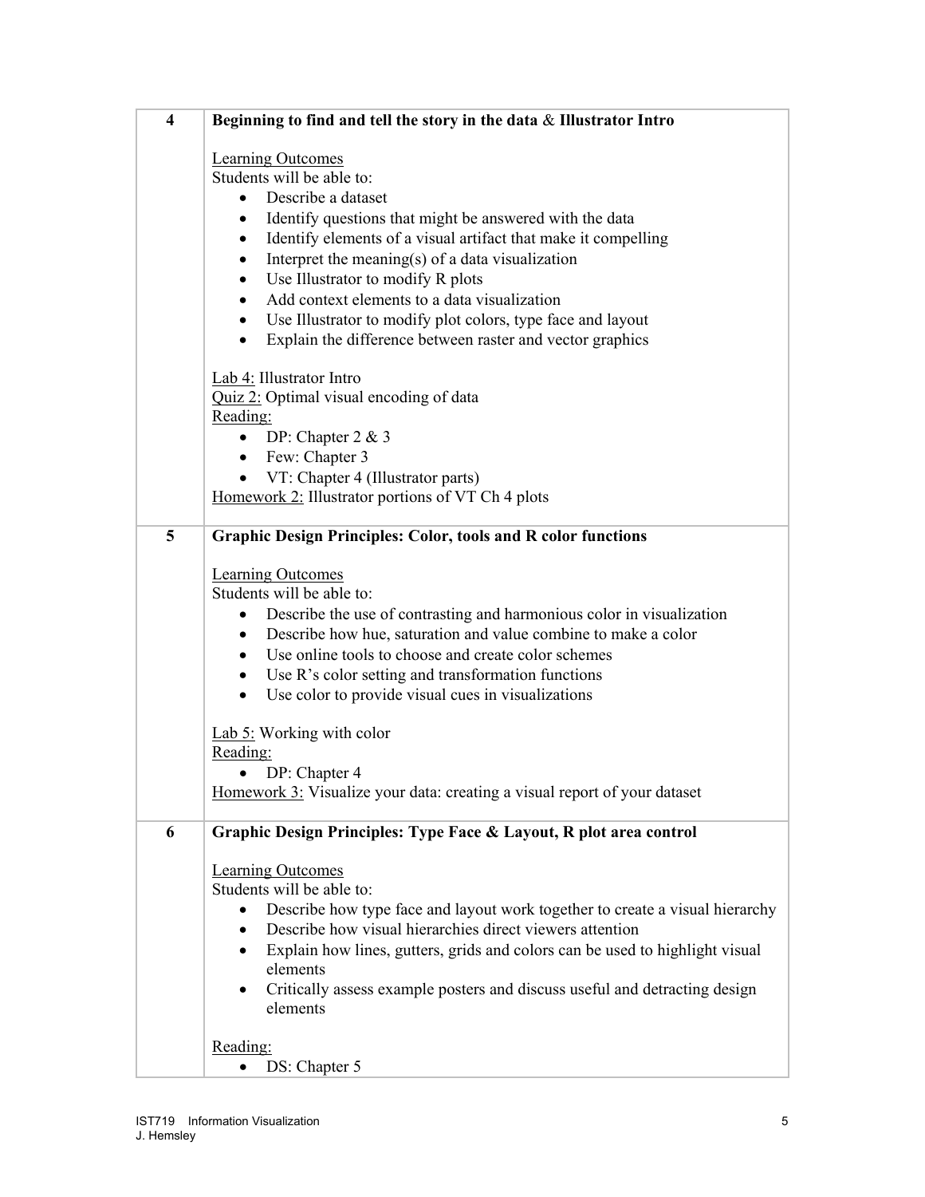| | |
|---|---|
| **4** | **Beginning to find and tell the story in the data & Illustrator Intro**<br><br>Learning Outcomes<br>Students will be able to:<br>• Describe a dataset<br>• Identify questions that might be answered with the data<br>• Identify elements of a visual artifact that make it compelling<br>• Interpret the meaning(s) of a data visualization<br>• Use Illustrator to modify R plots<br>• Add context elements to a data visualization<br>• Use Illustrator to modify plot colors, type face and layout<br>• Explain the difference between raster and vector graphics<br><br>Lab 4: Illustrator Intro<br>Quiz 2: Optimal visual encoding of data<br>Reading:<br>• DP: Chapter 2 & 3<br>• Few: Chapter 3<br>• VT: Chapter 4 (Illustrator parts)<br>Homework 2: Illustrator portions of VT Ch 4 plots |
| **5** | **Graphic Design Principles: Color, tools and R color functions**<br><br>Learning Outcomes<br>Students will be able to:<br>• Describe the use of contrasting and harmonious color in visualization<br>• Describe how hue, saturation and value combine to make a color<br>• Use online tools to choose and create color schemes<br>• Use R's color setting and transformation functions<br>• Use color to provide visual cues in visualizations<br><br>Lab 5: Working with color<br>Reading:<br>• DP: Chapter 4<br>Homework 3: Visualize your data: creating a visual report of your dataset |
| **6** | **Graphic Design Principles: Type Face & Layout, R plot area control**<br><br>Learning Outcomes<br>Students will be able to:<br>• Describe how type face and layout work together to create a visual hierarchy<br>• Describe how visual hierarchies direct viewers attention<br>• Explain how lines, gutters, grids and colors can be used to highlight visual elements<br>• Critically assess example posters and discuss useful and detracting design elements<br><br>Reading:<br>• DS: Chapter 5 |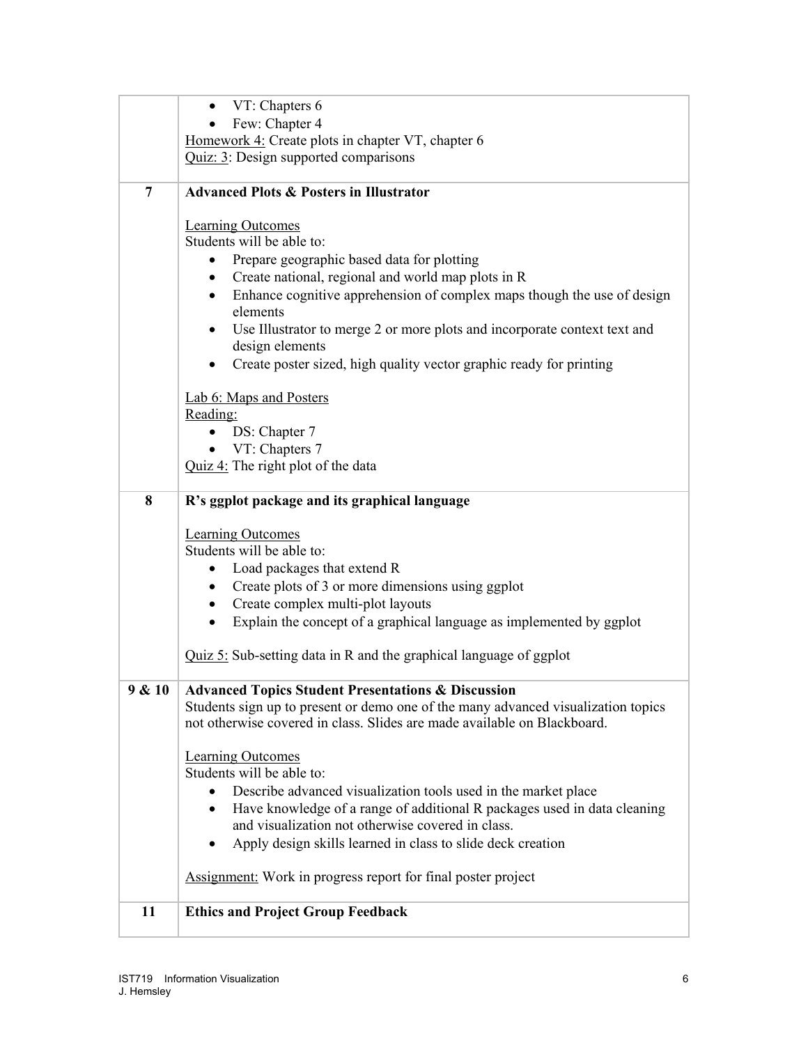| | |
|---|---|
| | • VT: Chapters 6<br>• Few: Chapter 4<br><u>Homework 4:</u> Create plots in chapter VT, chapter 6<br><u>Quiz: 3</u>: Design supported comparisons |
| **7** | **Advanced Plots & Posters in Illustrator**<br><br><u>Learning Outcomes</u><br>Students will be able to:<br>• Prepare geographic based data for plotting<br>• Create national, regional and world map plots in R<br>• Enhance cognitive apprehension of complex maps though the use of design elements<br>• Use Illustrator to merge 2 or more plots and incorporate context text and design elements<br>• Create poster sized, high quality vector graphic ready for printing<br><br><u>Lab 6: Maps and Posters</u><br><u>Reading:</u><br>• DS: Chapter 7<br>• VT: Chapters 7<br><u>Quiz 4:</u> The right plot of the data |
| **8** | **R's ggplot package and its graphical language**<br><br><u>Learning Outcomes</u><br>Students will be able to:<br>• Load packages that extend R<br>• Create plots of 3 or more dimensions using ggplot<br>• Create complex multi-plot layouts<br>• Explain the concept of a graphical language as implemented by ggplot<br><br><u>Quiz 5:</u> Sub-setting data in R and the graphical language of ggplot |
| **9 & 10** | **Advanced Topics Student Presentations & Discussion**<br>Students sign up to present or demo one of the many advanced visualization topics not otherwise covered in class. Slides are made available on Blackboard.<br><br><u>Learning Outcomes</u><br>Students will be able to:<br>• Describe advanced visualization tools used in the market place<br>• Have knowledge of a range of additional R packages used in data cleaning and visualization not otherwise covered in class.<br>• Apply design skills learned in class to slide deck creation<br><br><u>Assignment:</u> Work in progress report for final poster project |
| **11** | **Ethics and Project Group Feedback** |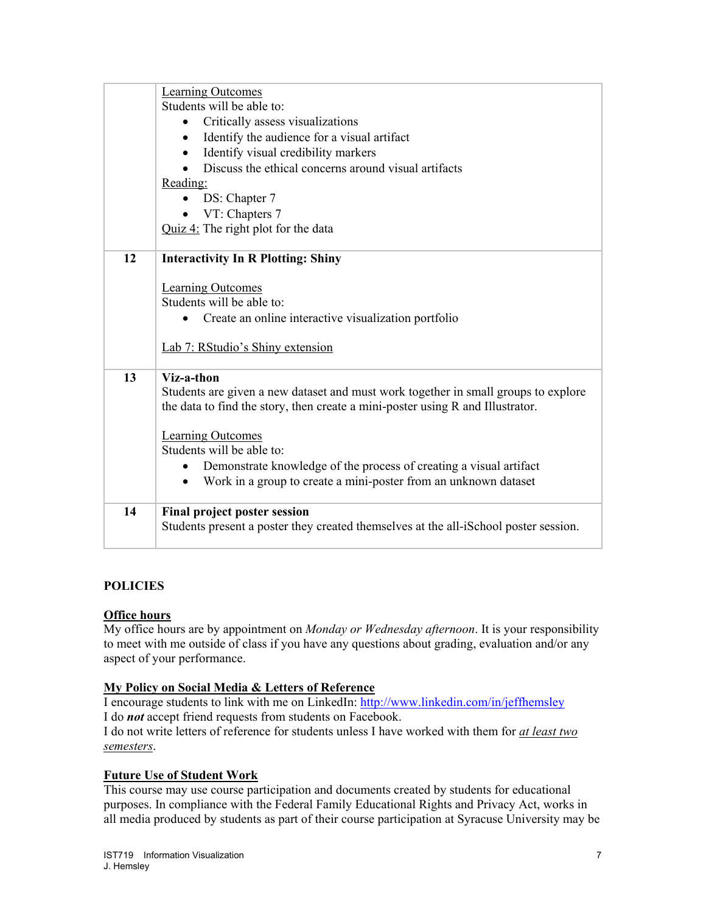| | |
|---|---|
| | Learning Outcomes<br>Students will be able to:<br>• Critically assess visualizations<br>• Identify the audience for a visual artifact<br>• Identify visual credibility markers<br>• Discuss the ethical concerns around visual artifacts<br>Reading:<br>• DS: Chapter 7<br>• VT: Chapters 7<br>Quiz 4: The right plot for the data |
| **12** | **Interactivity In R Plotting: Shiny**<br><br>Learning Outcomes<br>Students will be able to:<br>• Create an online interactive visualization portfolio<br><br>Lab 7: RStudio's Shiny extension |
| **13** | **Viz-a-thon**<br>Students are given a new dataset and must work together in small groups to explore the data to find the story, then create a mini-poster using R and Illustrator.<br><br>Learning Outcomes<br>Students will be able to:<br>• Demonstrate knowledge of the process of creating a visual artifact<br>• Work in a group to create a mini-poster from an unknown dataset |
| **14** | **Final project poster session**<br>Students present a poster they created themselves at the all-iSchool poster session. |

## POLICIES

### Office hours

My office hours are by appointment on *Monday or Wednesday afternoon*. It is your responsibility to meet with me outside of class if you have any questions about grading, evaluation and/or any aspect of your performance.

### My Policy on Social Media & Letters of Reference

I encourage students to link with me on LinkedIn: http://www.linkedin.com/in/jeffhemsley
I do ***not*** accept friend requests from students on Facebook.
I do not write letters of reference for students unless I have worked with them for *at least two semesters*.

### Future Use of Student Work

This course may use course participation and documents created by students for educational purposes. In compliance with the Federal Family Educational Rights and Privacy Act, works in all media produced by students as part of their course participation at Syracuse University may be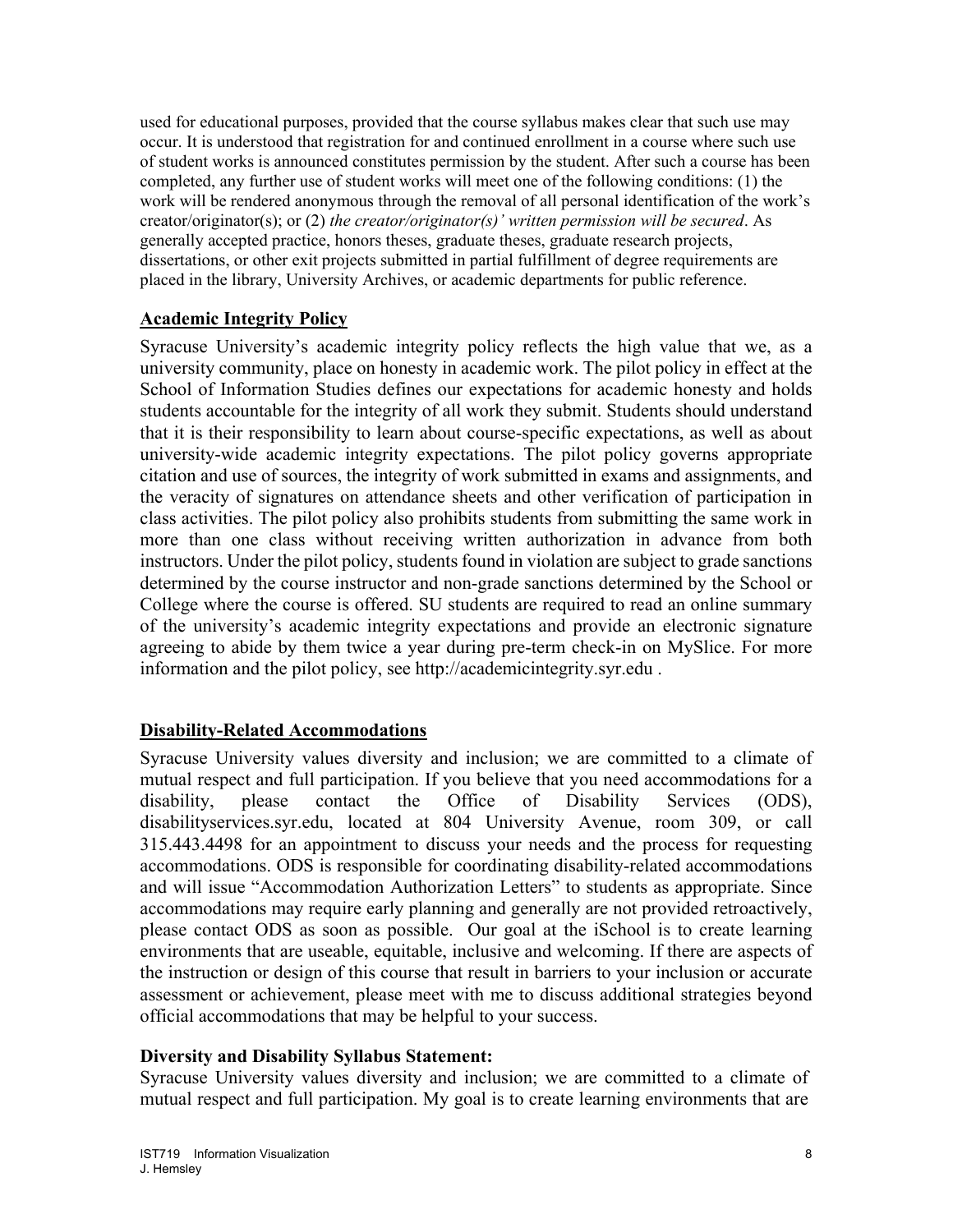used for educational purposes, provided that the course syllabus makes clear that such use may occur. It is understood that registration for and continued enrollment in a course where such use of student works is announced constitutes permission by the student. After such a course has been completed, any further use of student works will meet one of the following conditions: (1) the work will be rendered anonymous through the removal of all personal identification of the work's creator/originator(s); or (2) *the creator/originator(s)' written permission will be secured*. As generally accepted practice, honors theses, graduate theses, graduate research projects, dissertations, or other exit projects submitted in partial fulfillment of degree requirements are placed in the library, University Archives, or academic departments for public reference.

## Academic Integrity Policy

Syracuse University's academic integrity policy reflects the high value that we, as a university community, place on honesty in academic work. The pilot policy in effect at the School of Information Studies defines our expectations for academic honesty and holds students accountable for the integrity of all work they submit. Students should understand that it is their responsibility to learn about course-specific expectations, as well as about university-wide academic integrity expectations. The pilot policy governs appropriate citation and use of sources, the integrity of work submitted in exams and assignments, and the veracity of signatures on attendance sheets and other verification of participation in class activities. The pilot policy also prohibits students from submitting the same work in more than one class without receiving written authorization in advance from both instructors. Under the pilot policy, students found in violation are subject to grade sanctions determined by the course instructor and non-grade sanctions determined by the School or College where the course is offered. SU students are required to read an online summary of the university's academic integrity expectations and provide an electronic signature agreeing to abide by them twice a year during pre-term check-in on MySlice. For more information and the pilot policy, see http://academicintegrity.syr.edu .

## Disability-Related Accommodations

Syracuse University values diversity and inclusion; we are committed to a climate of mutual respect and full participation. If you believe that you need accommodations for a disability, please contact the Office of Disability Services (ODS), disabilityservices.syr.edu, located at 804 University Avenue, room 309, or call 315.443.4498 for an appointment to discuss your needs and the process for requesting accommodations. ODS is responsible for coordinating disability-related accommodations and will issue "Accommodation Authorization Letters" to students as appropriate. Since accommodations may require early planning and generally are not provided retroactively, please contact ODS as soon as possible. Our goal at the iSchool is to create learning environments that are useable, equitable, inclusive and welcoming. If there are aspects of the instruction or design of this course that result in barriers to your inclusion or accurate assessment or achievement, please meet with me to discuss additional strategies beyond official accommodations that may be helpful to your success.

**Diversity and Disability Syllabus Statement:**

Syracuse University values diversity and inclusion; we are committed to a climate of mutual respect and full participation. My goal is to create learning environments that are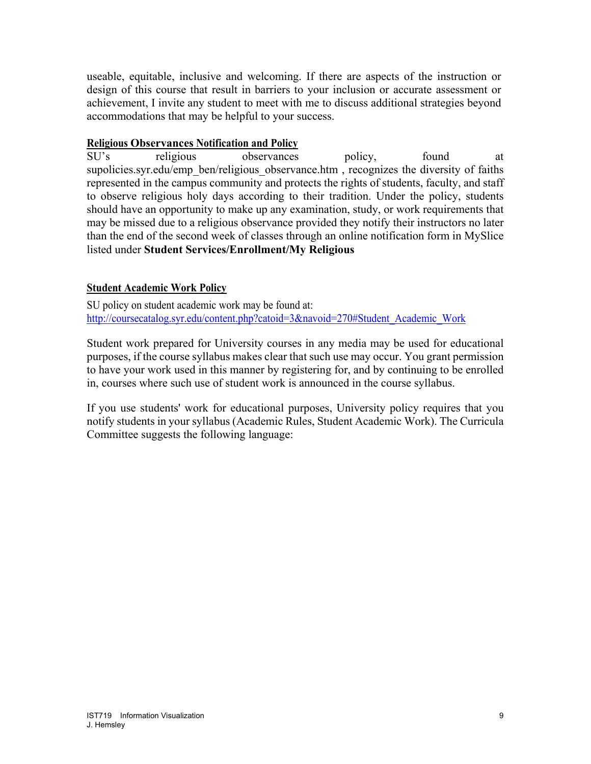useable, equitable, inclusive and welcoming. If there are aspects of the instruction or design of this course that result in barriers to your inclusion or accurate assessment or achievement, I invite any student to meet with me to discuss additional strategies beyond accommodations that may be helpful to your success.

**Religious Observances Notification and Policy**

SU's religious observances policy, found at supolicies.syr.edu/emp_ben/religious_observance.htm , recognizes the diversity of faiths represented in the campus community and protects the rights of students, faculty, and staff to observe religious holy days according to their tradition. Under the policy, students should have an opportunity to make up any examination, study, or work requirements that may be missed due to a religious observance provided they notify their instructors no later than the end of the second week of classes through an online notification form in MySlice listed under **Student Services/Enrollment/My Religious**

**Student Academic Work Policy**

SU policy on student academic work may be found at:
http://coursecatalog.syr.edu/content.php?catoid=3&navoid=270#Student_Academic_Work

Student work prepared for University courses in any media may be used for educational purposes, if the course syllabus makes clear that such use may occur. You grant permission to have your work used in this manner by registering for, and by continuing to be enrolled in, courses where such use of student work is announced in the course syllabus.

If you use students' work for educational purposes, University policy requires that you notify students in your syllabus (Academic Rules, Student Academic Work). The Curricula Committee suggests the following language: